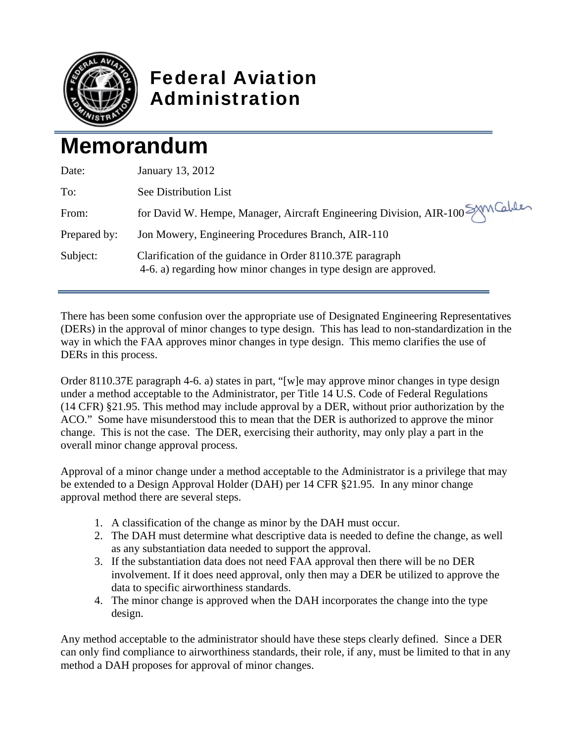**Federal Aviation Administration**

# Memorandum

| | |
|---|---|
| Date: | January 13, 2012 |
| To: | See Distribution List |
| From: | for David W. Hempe, Manager, Aircraft Engineering Division, AIR-100 |
| Prepared by: | Jon Mowery, Engineering Procedures Branch, AIR-110 |
| Subject: | Clarification of the guidance in Order 8110.37E paragraph 4-6. a) regarding how minor changes in type design are approved. |

There has been some confusion over the appropriate use of Designated Engineering Representatives (DERs) in the approval of minor changes to type design. This has lead to non-standardization in the way in which the FAA approves minor changes in type design. This memo clarifies the use of DERs in this process.

Order 8110.37E paragraph 4-6. a) states in part, "[w]e may approve minor changes in type design under a method acceptable to the Administrator, per Title 14 U.S. Code of Federal Regulations (14 CFR) §21.95. This method may include approval by a DER, without prior authorization by the ACO." Some have misunderstood this to mean that the DER is authorized to approve the minor change. This is not the case. The DER, exercising their authority, may only play a part in the overall minor change approval process.

Approval of a minor change under a method acceptable to the Administrator is a privilege that may be extended to a Design Approval Holder (DAH) per 14 CFR §21.95. In any minor change approval method there are several steps.

1. A classification of the change as minor by the DAH must occur.
2. The DAH must determine what descriptive data is needed to define the change, as well as any substantiation data needed to support the approval.
3. If the substantiation data does not need FAA approval then there will be no DER involvement. If it does need approval, only then may a DER be utilized to approve the data to specific airworthiness standards.
4. The minor change is approved when the DAH incorporates the change into the type design.

Any method acceptable to the administrator should have these steps clearly defined. Since a DER can only find compliance to airworthiness standards, their role, if any, must be limited to that in any method a DAH proposes for approval of minor changes.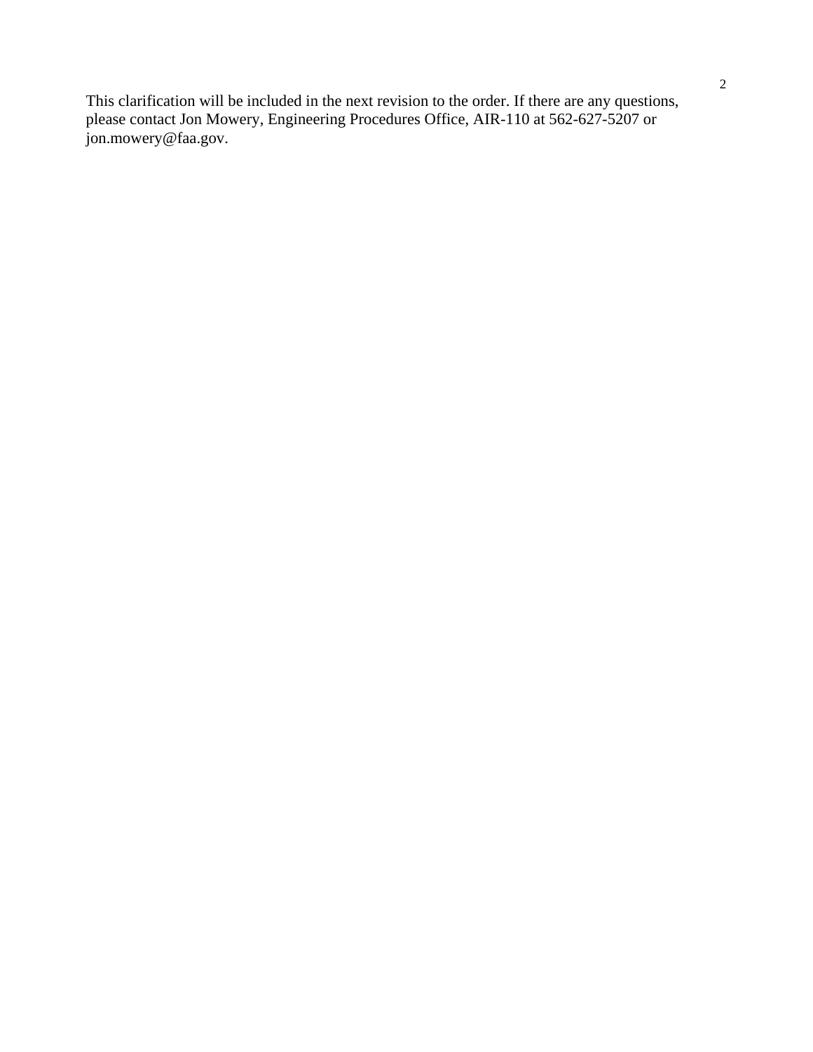This clarification will be included in the next revision to the order. If there are any questions, please contact Jon Mowery, Engineering Procedures Office, AIR-110 at 562-627-5207 or jon.mowery@faa.gov.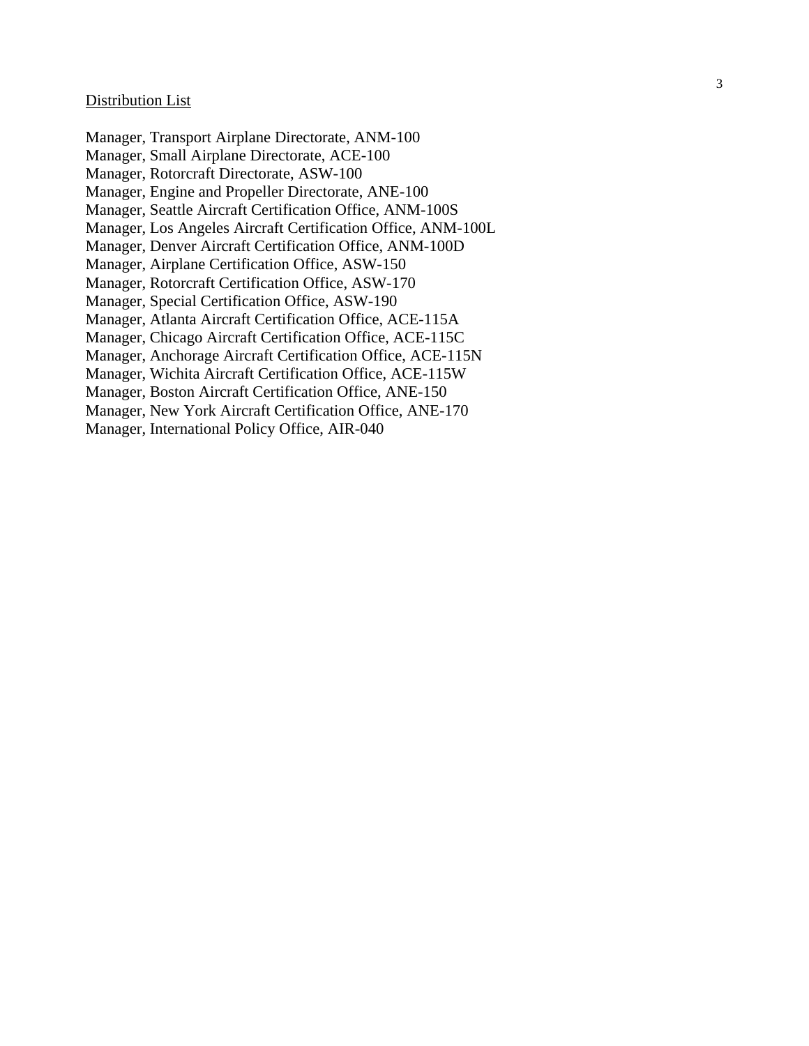Distribution List

Manager, Transport Airplane Directorate, ANM-100
Manager, Small Airplane Directorate, ACE-100
Manager, Rotorcraft Directorate, ASW-100
Manager, Engine and Propeller Directorate, ANE-100
Manager, Seattle Aircraft Certification Office, ANM-100S
Manager, Los Angeles Aircraft Certification Office, ANM-100L
Manager, Denver Aircraft Certification Office, ANM-100D
Manager, Airplane Certification Office, ASW-150
Manager, Rotorcraft Certification Office, ASW-170
Manager, Special Certification Office, ASW-190
Manager, Atlanta Aircraft Certification Office, ACE-115A
Manager, Chicago Aircraft Certification Office, ACE-115C
Manager, Anchorage Aircraft Certification Office, ACE-115N
Manager, Wichita Aircraft Certification Office, ACE-115W
Manager, Boston Aircraft Certification Office, ANE-150
Manager, New York Aircraft Certification Office, ANE-170
Manager, International Policy Office, AIR-040